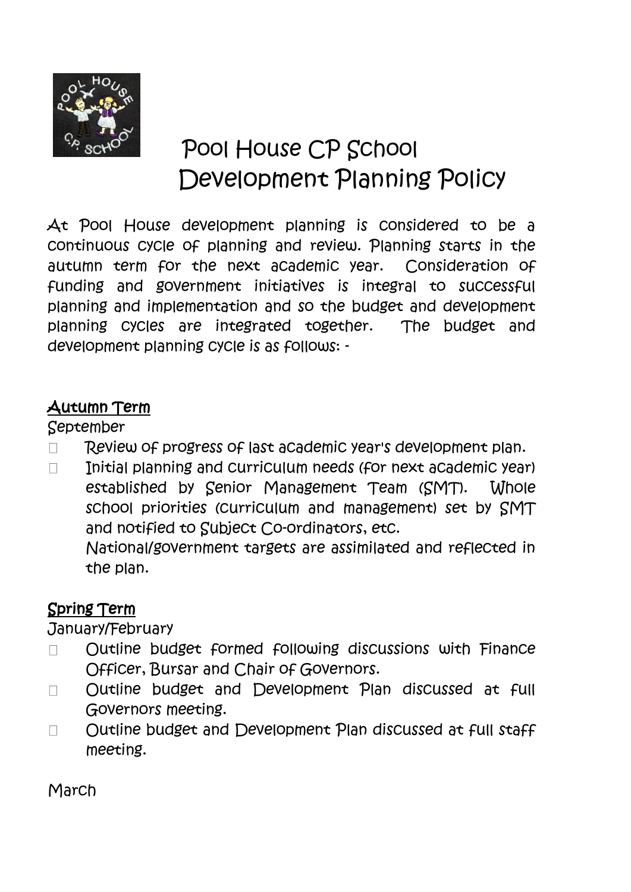# Pool House CP School
# Development Planning Policy

At Pool House development planning is considered to be a continuous cycle of planning and review. Planning starts in the autumn term for the next academic year. Consideration of funding and government initiatives is integral to successful planning and implementation and so the budget and development planning cycles are integrated together. The budget and development planning cycle is as follows: -

## Autumn Term

September

- Review of progress of last academic year's development plan.
- Initial planning and curriculum needs (for next academic year) established by Senior Management Team (SMT). Whole school priorities (curriculum and management) set by SMT and notified to Subject Co-ordinators, etc.
  National/government targets are assimilated and reflected in the plan.

## Spring Term

January/February

- Outline budget formed following discussions with Finance Officer, Bursar and Chair of Governors.
- Outline budget and Development Plan discussed at full Governors meeting.
- Outline budget and Development Plan discussed at full staff meeting.

March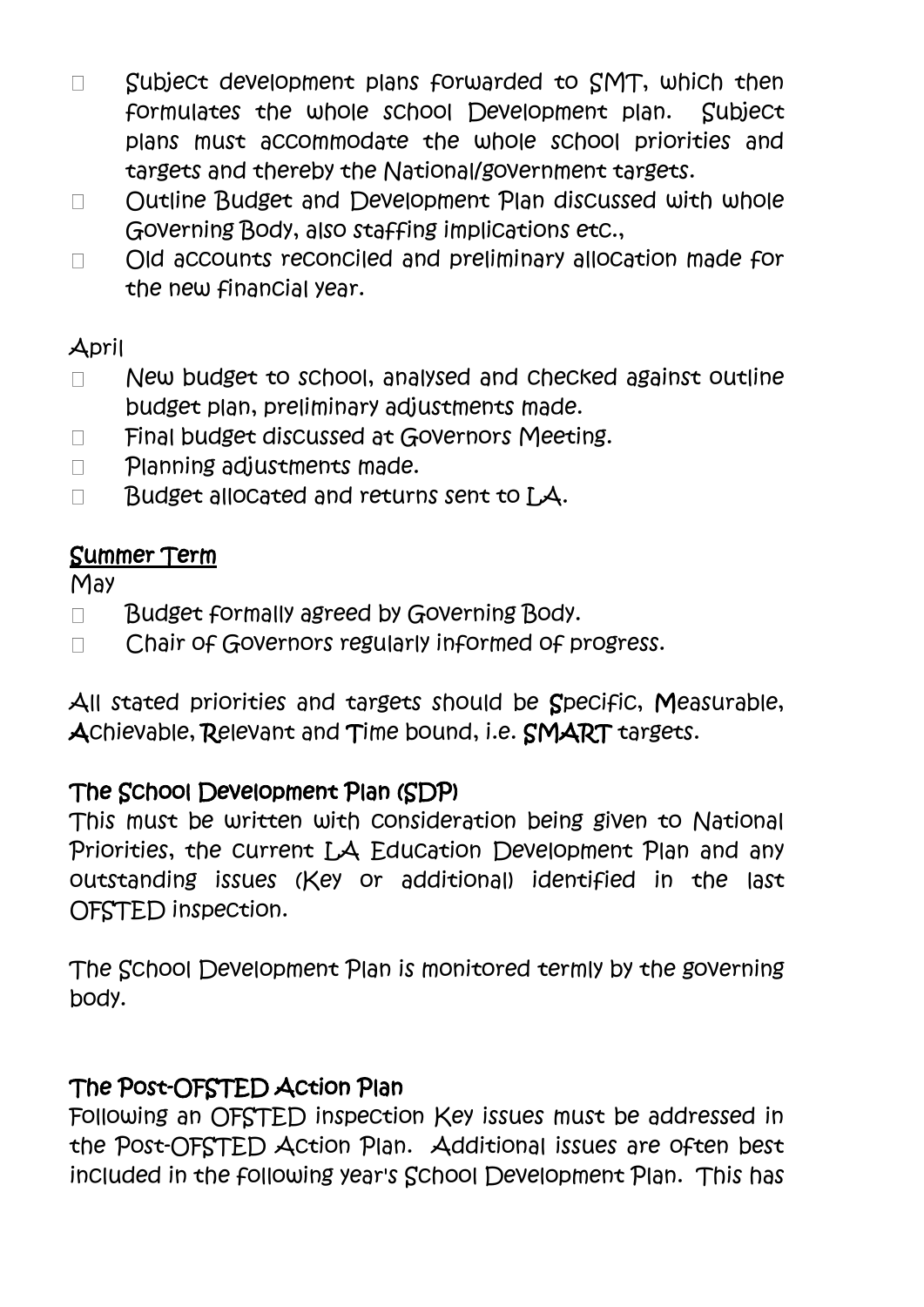- Subject development plans forwarded to SMT, which then formulates the whole school Development plan. Subject plans must accommodate the whole school priorities and targets and thereby the National/government targets.
- Outline Budget and Development Plan discussed with whole Governing Body, also staffing implications etc.,
- Old accounts reconciled and preliminary allocation made for the new financial year.

April

- New budget to school, analysed and checked against outline budget plan, preliminary adjustments made.
- Final budget discussed at Governors Meeting.
- Planning adjustments made.
- Budget allocated and returns sent to LA.

<u>Summer Term</u>

May

- Budget formally agreed by Governing Body.
- Chair of Governors regularly informed of progress.

All stated priorities and targets should be Specific, Measurable, Achievable, Relevant and Time bound, i.e. SMART targets.

## The School Development Plan (SDP)

This must be written with consideration being given to National Priorities, the current LA Education Development Plan and any outstanding issues (Key or additional) identified in the last OFSTED inspection.

The School Development Plan is monitored termly by the governing body.

## The Post-OFSTED Action Plan

Following an OFSTED inspection Key issues must be addressed in the Post-OFSTED Action Plan. Additional issues are often best included in the following year's School Development Plan. This has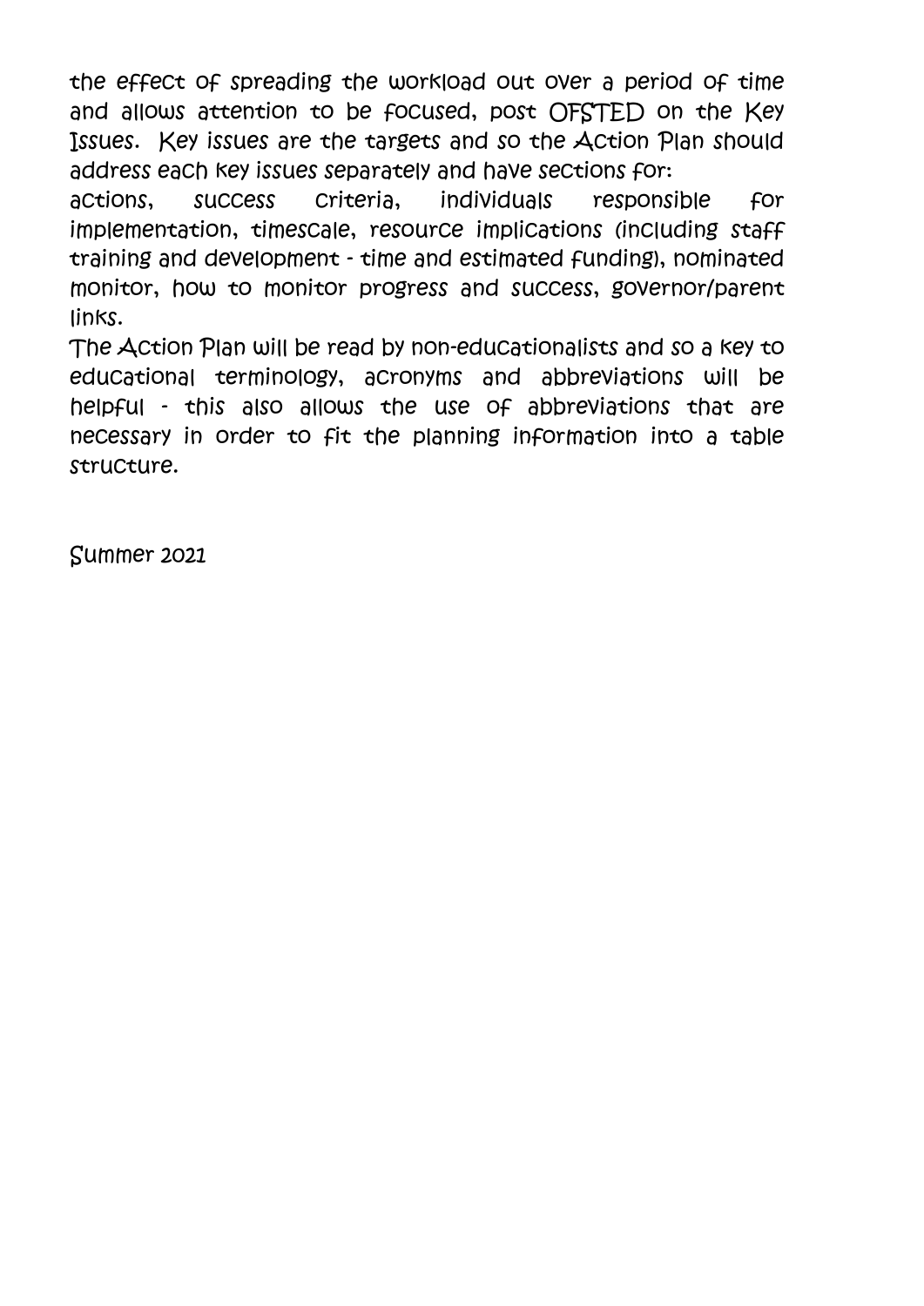the effect of spreading the workload out over a period of time and allows attention to be focused, post OFSTED on the Key Issues. Key issues are the targets and so the Action Plan should address each key issues separately and have sections for:
actions, success criteria, individuals responsible for implementation, timescale, resource implications (including staff training and development - time and estimated funding), nominated monitor, how to monitor progress and success, governor/parent links.
The Action Plan will be read by non-educationalists and so a key to educational terminology, acronyms and abbreviations will be helpful - this also allows the use of abbreviations that are necessary in order to fit the planning information into a table structure.

Summer 2021